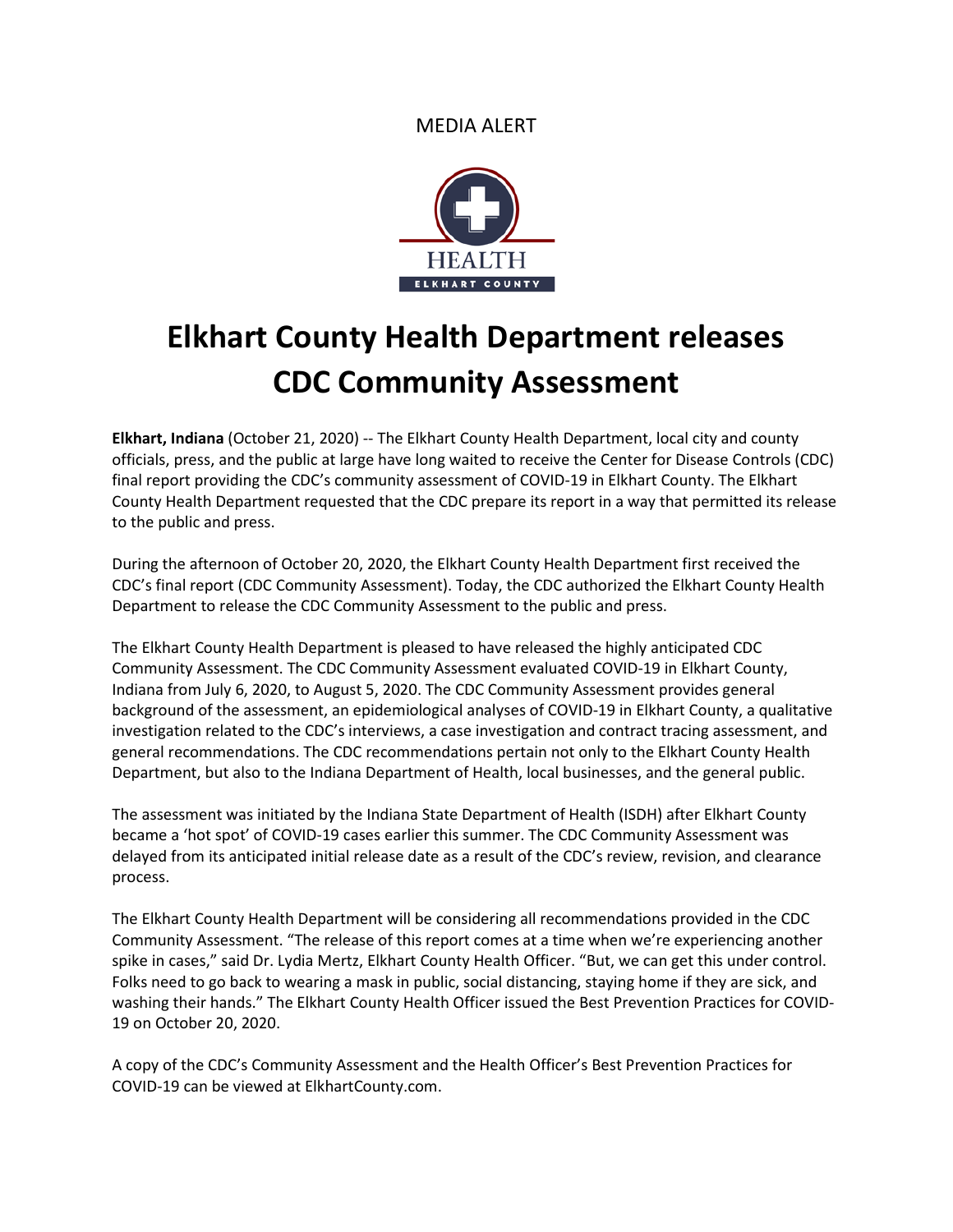MEDIA ALERT

# Elkhart County Health Department releases CDC Community Assessment

**Elkhart, Indiana** (October 21, 2020) -- The Elkhart County Health Department, local city and county officials, press, and the public at large have long waited to receive the Center for Disease Controls (CDC) final report providing the CDC's community assessment of COVID-19 in Elkhart County. The Elkhart County Health Department requested that the CDC prepare its report in a way that permitted its release to the public and press.

During the afternoon of October 20, 2020, the Elkhart County Health Department first received the CDC's final report (CDC Community Assessment). Today, the CDC authorized the Elkhart County Health Department to release the CDC Community Assessment to the public and press.

The Elkhart County Health Department is pleased to have released the highly anticipated CDC Community Assessment. The CDC Community Assessment evaluated COVID-19 in Elkhart County, Indiana from July 6, 2020, to August 5, 2020. The CDC Community Assessment provides general background of the assessment, an epidemiological analyses of COVID-19 in Elkhart County, a qualitative investigation related to the CDC's interviews, a case investigation and contract tracing assessment, and general recommendations. The CDC recommendations pertain not only to the Elkhart County Health Department, but also to the Indiana Department of Health, local businesses, and the general public.

The assessment was initiated by the Indiana State Department of Health (ISDH) after Elkhart County became a 'hot spot' of COVID-19 cases earlier this summer. The CDC Community Assessment was delayed from its anticipated initial release date as a result of the CDC's review, revision, and clearance process.

The Elkhart County Health Department will be considering all recommendations provided in the CDC Community Assessment. "The release of this report comes at a time when we're experiencing another spike in cases," said Dr. Lydia Mertz, Elkhart County Health Officer. "But, we can get this under control. Folks need to go back to wearing a mask in public, social distancing, staying home if they are sick, and washing their hands." The Elkhart County Health Officer issued the Best Prevention Practices for COVID-19 on October 20, 2020.

A copy of the CDC's Community Assessment and the Health Officer's Best Prevention Practices for COVID-19 can be viewed at ElkhartCounty.com.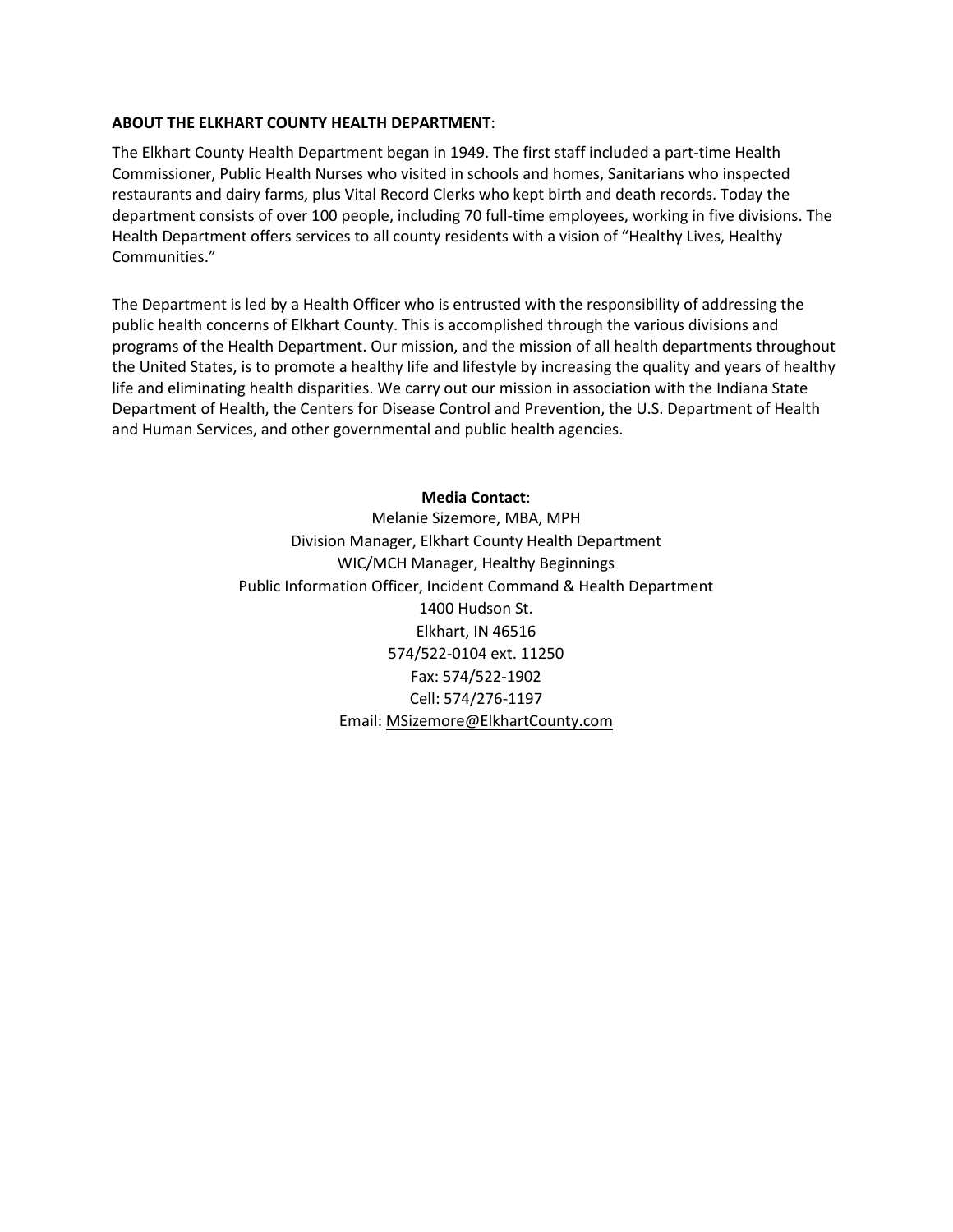**ABOUT THE ELKHART COUNTY HEALTH DEPARTMENT**:

The Elkhart County Health Department began in 1949. The first staff included a part-time Health Commissioner, Public Health Nurses who visited in schools and homes, Sanitarians who inspected restaurants and dairy farms, plus Vital Record Clerks who kept birth and death records. Today the department consists of over 100 people, including 70 full-time employees, working in five divisions. The Health Department offers services to all county residents with a vision of "Healthy Lives, Healthy Communities."

The Department is led by a Health Officer who is entrusted with the responsibility of addressing the public health concerns of Elkhart County. This is accomplished through the various divisions and programs of the Health Department. Our mission, and the mission of all health departments throughout the United States, is to promote a healthy life and lifestyle by increasing the quality and years of healthy life and eliminating health disparities. We carry out our mission in association with the Indiana State Department of Health, the Centers for Disease Control and Prevention, the U.S. Department of Health and Human Services, and other governmental and public health agencies.

**Media Contact**:
Melanie Sizemore, MBA, MPH
Division Manager, Elkhart County Health Department
WIC/MCH Manager, Healthy Beginnings
Public Information Officer, Incident Command & Health Department
1400 Hudson St.
Elkhart, IN 46516
574/522-0104 ext. 11250
Fax: 574/522-1902
Cell: 574/276-1197
Email: MSizemore@ElkhartCounty.com